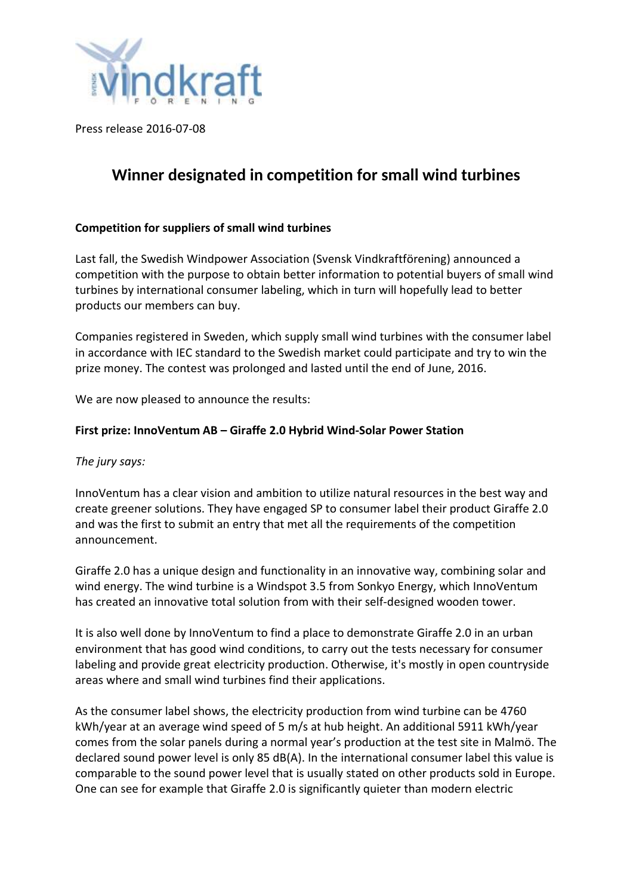Press release 2016-07-08

# Winner designated in competition for small wind turbines

### Competition for suppliers of small wind turbines

Last fall, the Swedish Windpower Association (Svensk Vindkraftförening) announced a competition with the purpose to obtain better information to potential buyers of small wind turbines by international consumer labeling, which in turn will hopefully lead to better products our members can buy.

Companies registered in Sweden, which supply small wind turbines with the consumer label in accordance with IEC standard to the Swedish market could participate and try to win the prize money. The contest was prolonged and lasted until the end of June, 2016.

We are now pleased to announce the results:

### First prize: InnoVentum AB – Giraffe 2.0 Hybrid Wind-Solar Power Station

*The jury says:*

InnoVentum has a clear vision and ambition to utilize natural resources in the best way and create greener solutions. They have engaged SP to consumer label their product Giraffe 2.0 and was the first to submit an entry that met all the requirements of the competition announcement.

Giraffe 2.0 has a unique design and functionality in an innovative way, combining solar and wind energy. The wind turbine is a Windspot 3.5 from Sonkyo Energy, which InnoVentum has created an innovative total solution from with their self-designed wooden tower.

It is also well done by InnoVentum to find a place to demonstrate Giraffe 2.0 in an urban environment that has good wind conditions, to carry out the tests necessary for consumer labeling and provide great electricity production. Otherwise, it's mostly in open countryside areas where and small wind turbines find their applications.

As the consumer label shows, the electricity production from wind turbine can be 4760 kWh/year at an average wind speed of 5 m/s at hub height. An additional 5911 kWh/year comes from the solar panels during a normal year's production at the test site in Malmö. The declared sound power level is only 85 dB(A). In the international consumer label this value is comparable to the sound power level that is usually stated on other products sold in Europe. One can see for example that Giraffe 2.0 is significantly quieter than modern electric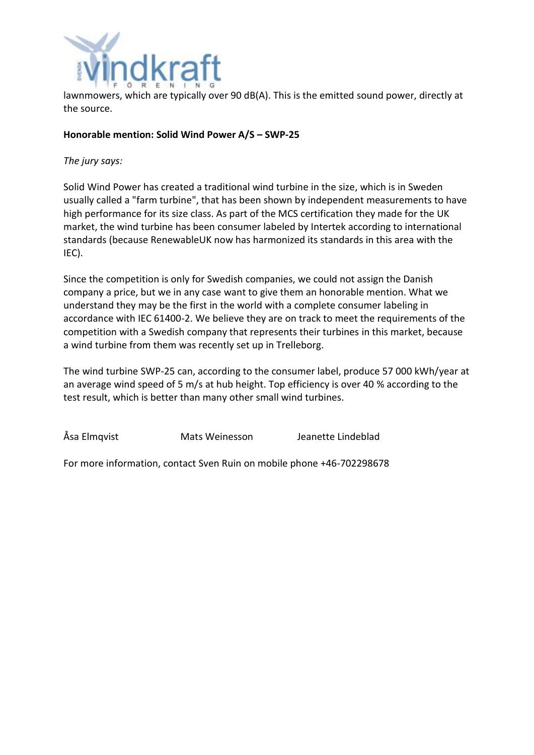lawnmowers, which are typically over 90 dB(A). This is the emitted sound power, directly at the source.

**Honorable mention: Solid Wind Power A/S – SWP-25**

*The jury says:*

Solid Wind Power has created a traditional wind turbine in the size, which is in Sweden usually called a "farm turbine", that has been shown by independent measurements to have high performance for its size class. As part of the MCS certification they made for the UK market, the wind turbine has been consumer labeled by Intertek according to international standards (because RenewableUK now has harmonized its standards in this area with the IEC).

Since the competition is only for Swedish companies, we could not assign the Danish company a price, but we in any case want to give them an honorable mention. What we understand they may be the first in the world with a complete consumer labeling in accordance with IEC 61400-2. We believe they are on track to meet the requirements of the competition with a Swedish company that represents their turbines in this market, because a wind turbine from them was recently set up in Trelleborg.

The wind turbine SWP-25 can, according to the consumer label, produce 57 000 kWh/year at an average wind speed of 5 m/s at hub height. Top efficiency is over 40 % according to the test result, which is better than many other small wind turbines.

Åsa Elmqvist Mats Weinesson Jeanette Lindeblad

For more information, contact Sven Ruin on mobile phone +46-702298678